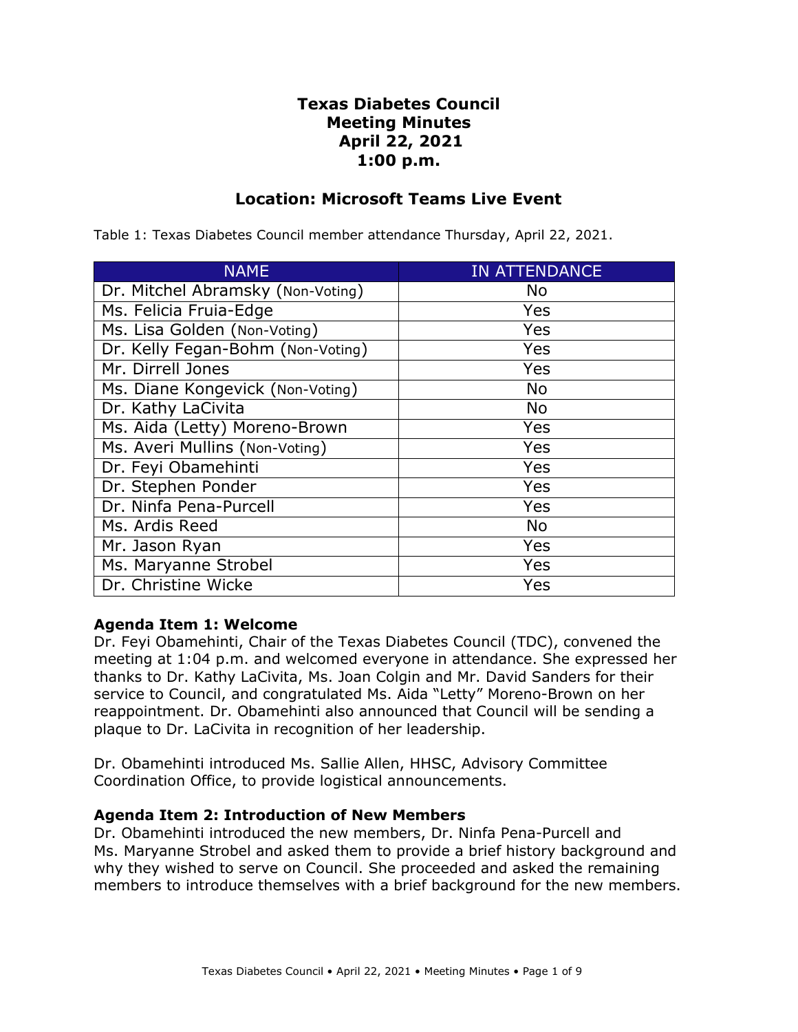# Texas Diabetes Council
# Meeting Minutes
# April 22, 2021
# 1:00 p.m.

## Location: Microsoft Teams Live Event

Table 1: Texas Diabetes Council member attendance Thursday, April 22, 2021.

| NAME | IN ATTENDANCE |
|---|---|
| Dr. Mitchel Abramsky (Non-Voting) | No |
| Ms. Felicia Fruia-Edge | Yes |
| Ms. Lisa Golden (Non-Voting) | Yes |
| Dr. Kelly Fegan-Bohm (Non-Voting) | Yes |
| Mr. Dirrell Jones | Yes |
| Ms. Diane Kongevick (Non-Voting) | No |
| Dr. Kathy LaCivita | No |
| Ms. Aida (Letty) Moreno-Brown | Yes |
| Ms. Averi Mullins (Non-Voting) | Yes |
| Dr. Feyi Obamehinti | Yes |
| Dr. Stephen Ponder | Yes |
| Dr. Ninfa Pena-Purcell | Yes |
| Ms. Ardis Reed | No |
| Mr. Jason Ryan | Yes |
| Ms. Maryanne Strobel | Yes |
| Dr. Christine Wicke | Yes |

**Agenda Item 1: Welcome**

Dr. Feyi Obamehinti, Chair of the Texas Diabetes Council (TDC), convened the meeting at 1:04 p.m. and welcomed everyone in attendance. She expressed her thanks to Dr. Kathy LaCivita, Ms. Joan Colgin and Mr. David Sanders for their service to Council, and congratulated Ms. Aida "Letty" Moreno-Brown on her reappointment. Dr. Obamehinti also announced that Council will be sending a plaque to Dr. LaCivita in recognition of her leadership.

Dr. Obamehinti introduced Ms. Sallie Allen, HHSC, Advisory Committee Coordination Office, to provide logistical announcements.

**Agenda Item 2: Introduction of New Members**

Dr. Obamehinti introduced the new members, Dr. Ninfa Pena-Purcell and Ms. Maryanne Strobel and asked them to provide a brief history background and why they wished to serve on Council. She proceeded and asked the remaining members to introduce themselves with a brief background for the new members.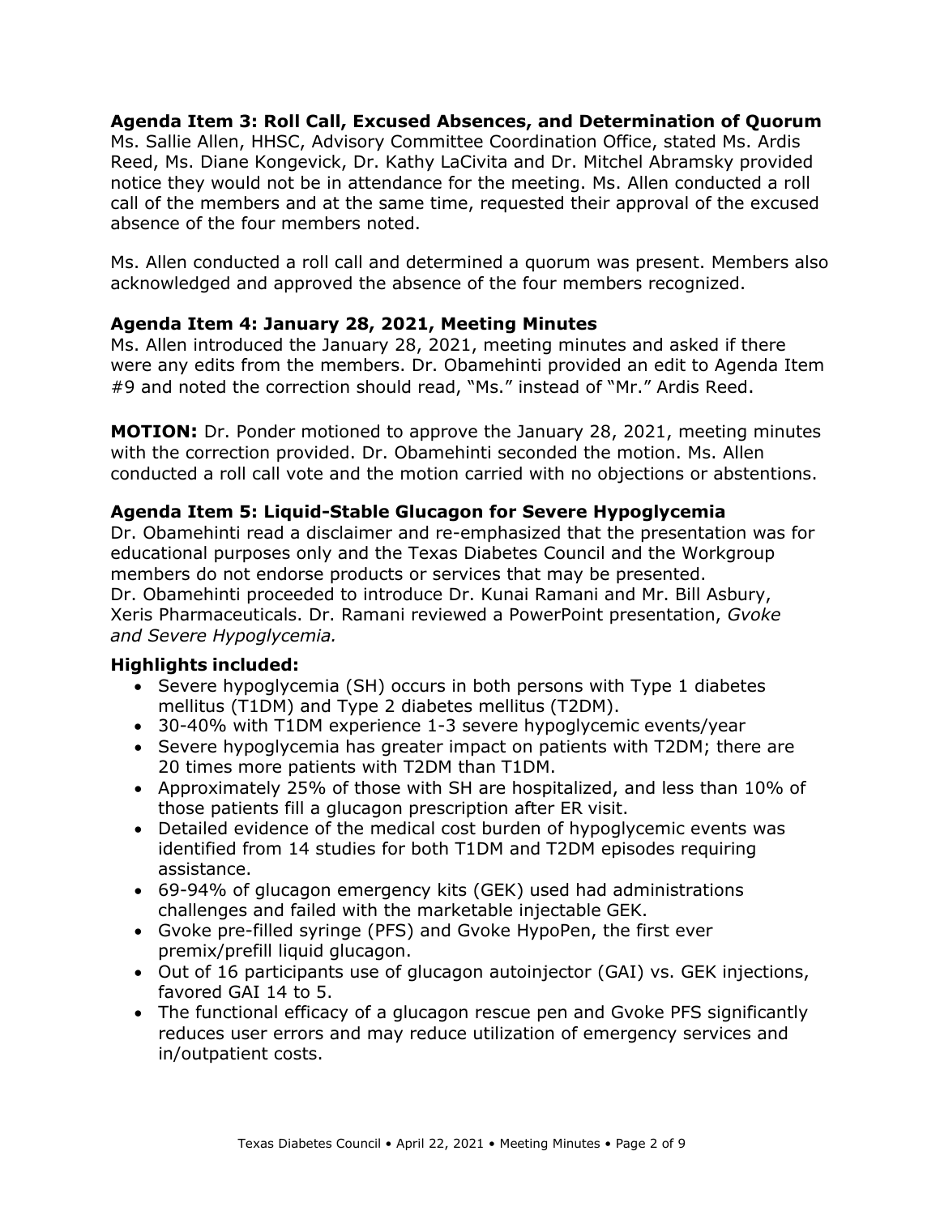**Agenda Item 3: Roll Call, Excused Absences, and Determination of Quorum**
Ms. Sallie Allen, HHSC, Advisory Committee Coordination Office, stated Ms. Ardis Reed, Ms. Diane Kongevick, Dr. Kathy LaCivita and Dr. Mitchel Abramsky provided notice they would not be in attendance for the meeting. Ms. Allen conducted a roll call of the members and at the same time, requested their approval of the excused absence of the four members noted.

Ms. Allen conducted a roll call and determined a quorum was present. Members also acknowledged and approved the absence of the four members recognized.

**Agenda Item 4: January 28, 2021, Meeting Minutes**
Ms. Allen introduced the January 28, 2021, meeting minutes and asked if there were any edits from the members. Dr. Obamehinti provided an edit to Agenda Item #9 and noted the correction should read, "Ms." instead of "Mr." Ardis Reed.

**MOTION:** Dr. Ponder motioned to approve the January 28, 2021, meeting minutes with the correction provided. Dr. Obamehinti seconded the motion. Ms. Allen conducted a roll call vote and the motion carried with no objections or abstentions.

**Agenda Item 5: Liquid-Stable Glucagon for Severe Hypoglycemia**
Dr. Obamehinti read a disclaimer and re-emphasized that the presentation was for educational purposes only and the Texas Diabetes Council and the Workgroup members do not endorse products or services that may be presented. Dr. Obamehinti proceeded to introduce Dr. Kunai Ramani and Mr. Bill Asbury, Xeris Pharmaceuticals. Dr. Ramani reviewed a PowerPoint presentation, *Gvoke and Severe Hypoglycemia.*

**Highlights included:**

- Severe hypoglycemia (SH) occurs in both persons with Type 1 diabetes mellitus (T1DM) and Type 2 diabetes mellitus (T2DM).
- 30-40% with T1DM experience 1-3 severe hypoglycemic events/year
- Severe hypoglycemia has greater impact on patients with T2DM; there are 20 times more patients with T2DM than T1DM.
- Approximately 25% of those with SH are hospitalized, and less than 10% of those patients fill a glucagon prescription after ER visit.
- Detailed evidence of the medical cost burden of hypoglycemic events was identified from 14 studies for both T1DM and T2DM episodes requiring assistance.
- 69-94% of glucagon emergency kits (GEK) used had administrations challenges and failed with the marketable injectable GEK.
- Gvoke pre-filled syringe (PFS) and Gvoke HypoPen, the first ever premix/prefill liquid glucagon.
- Out of 16 participants use of glucagon autoinjector (GAI) vs. GEK injections, favored GAI 14 to 5.
- The functional efficacy of a glucagon rescue pen and Gvoke PFS significantly reduces user errors and may reduce utilization of emergency services and in/outpatient costs.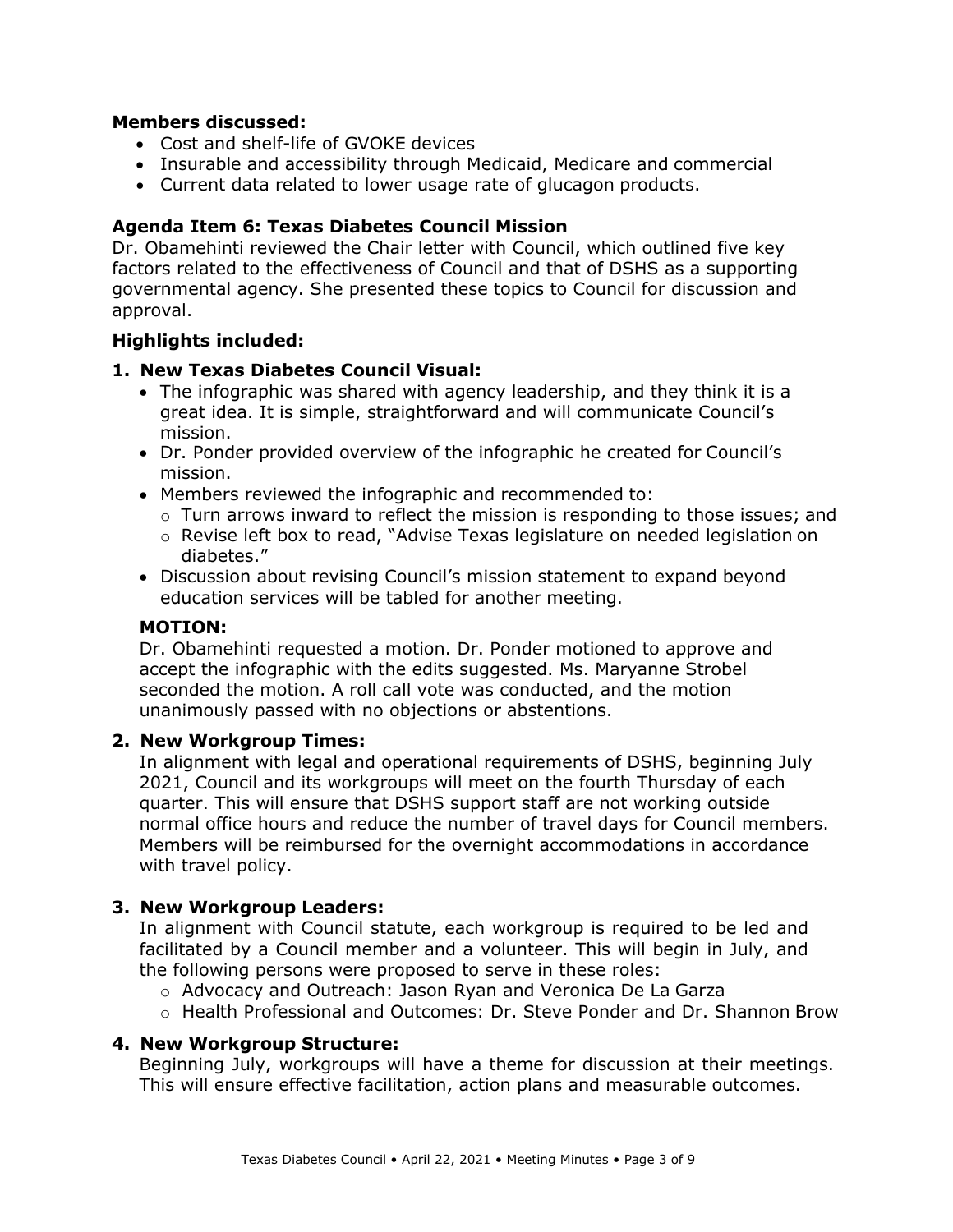**Members discussed:**

- Cost and shelf-life of GVOKE devices
- Insurable and accessibility through Medicaid, Medicare and commercial
- Current data related to lower usage rate of glucagon products.

### Agenda Item 6: Texas Diabetes Council Mission

Dr. Obamehinti reviewed the Chair letter with Council, which outlined five key factors related to the effectiveness of Council and that of DSHS as a supporting governmental agency. She presented these topics to Council for discussion and approval.

**Highlights included:**

**1. New Texas Diabetes Council Visual:**

- The infographic was shared with agency leadership, and they think it is a great idea. It is simple, straightforward and will communicate Council's mission.
- Dr. Ponder provided overview of the infographic he created for Council's mission.
- Members reviewed the infographic and recommended to:
  - Turn arrows inward to reflect the mission is responding to those issues; and
  - Revise left box to read, "Advise Texas legislature on needed legislation on diabetes."
- Discussion about revising Council's mission statement to expand beyond education services will be tabled for another meeting.

**MOTION:**

Dr. Obamehinti requested a motion. Dr. Ponder motioned to approve and accept the infographic with the edits suggested. Ms. Maryanne Strobel seconded the motion. A roll call vote was conducted, and the motion unanimously passed with no objections or abstentions.

**2. New Workgroup Times:**

In alignment with legal and operational requirements of DSHS, beginning July 2021, Council and its workgroups will meet on the fourth Thursday of each quarter. This will ensure that DSHS support staff are not working outside normal office hours and reduce the number of travel days for Council members. Members will be reimbursed for the overnight accommodations in accordance with travel policy.

**3. New Workgroup Leaders:**

In alignment with Council statute, each workgroup is required to be led and facilitated by a Council member and a volunteer. This will begin in July, and the following persons were proposed to serve in these roles:

- Advocacy and Outreach: Jason Ryan and Veronica De La Garza
- Health Professional and Outcomes: Dr. Steve Ponder and Dr. Shannon Brow

**4. New Workgroup Structure:**

Beginning July, workgroups will have a theme for discussion at their meetings. This will ensure effective facilitation, action plans and measurable outcomes.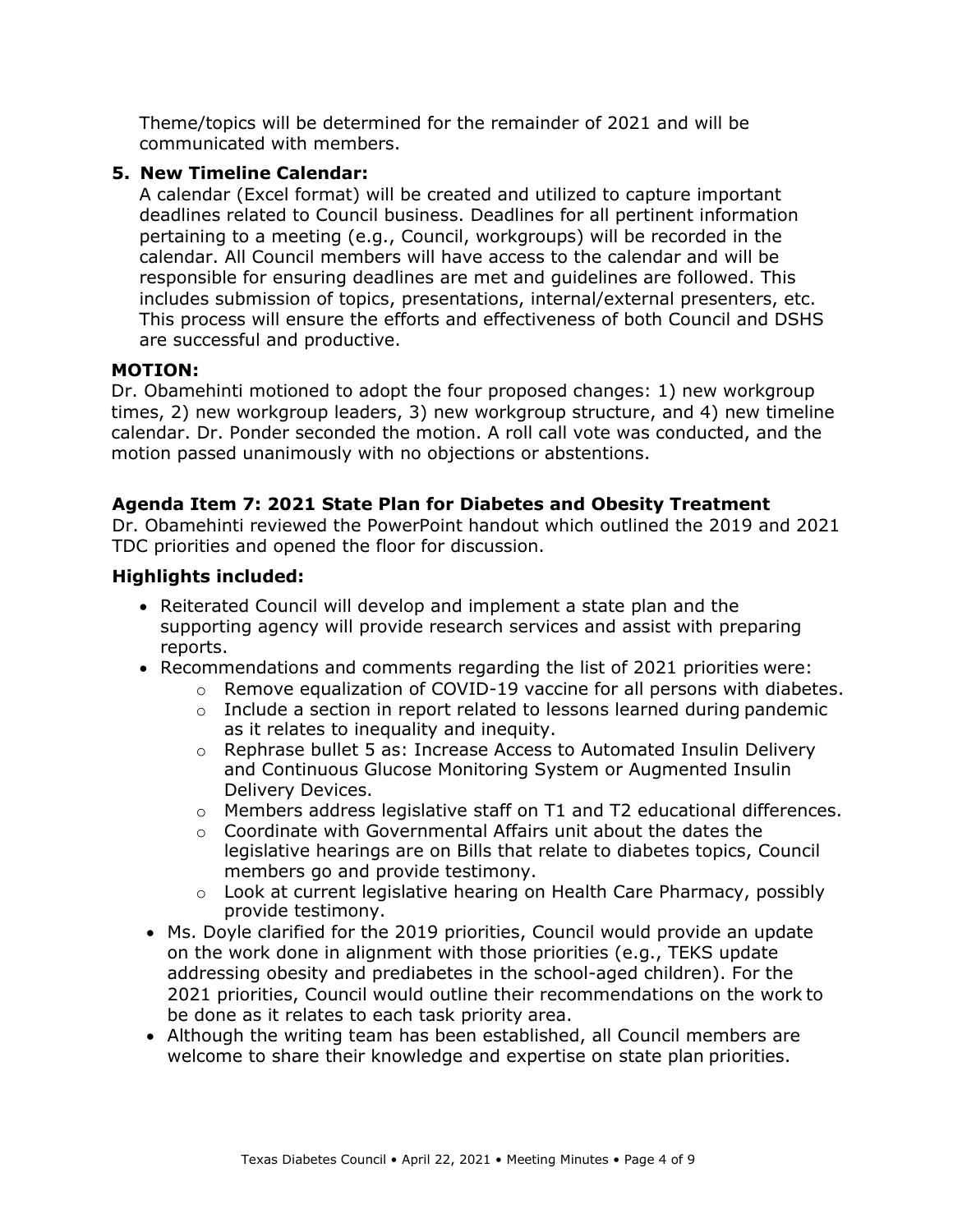Theme/topics will be determined for the remainder of 2021 and will be communicated with members.

**5. New Timeline Calendar:**

A calendar (Excel format) will be created and utilized to capture important deadlines related to Council business. Deadlines for all pertinent information pertaining to a meeting (e.g., Council, workgroups) will be recorded in the calendar. All Council members will have access to the calendar and will be responsible for ensuring deadlines are met and guidelines are followed. This includes submission of topics, presentations, internal/external presenters, etc. This process will ensure the efforts and effectiveness of both Council and DSHS are successful and productive.

**MOTION:**

Dr. Obamehinti motioned to adopt the four proposed changes: 1) new workgroup times, 2) new workgroup leaders, 3) new workgroup structure, and 4) new timeline calendar. Dr. Ponder seconded the motion. A roll call vote was conducted, and the motion passed unanimously with no objections or abstentions.

### Agenda Item 7: 2021 State Plan for Diabetes and Obesity Treatment

Dr. Obamehinti reviewed the PowerPoint handout which outlined the 2019 and 2021 TDC priorities and opened the floor for discussion.

**Highlights included:**

- Reiterated Council will develop and implement a state plan and the supporting agency will provide research services and assist with preparing reports.
- Recommendations and comments regarding the list of 2021 priorities were:
  - Remove equalization of COVID-19 vaccine for all persons with diabetes.
  - Include a section in report related to lessons learned during pandemic as it relates to inequality and inequity.
  - Rephrase bullet 5 as: Increase Access to Automated Insulin Delivery and Continuous Glucose Monitoring System or Augmented Insulin Delivery Devices.
  - Members address legislative staff on T1 and T2 educational differences.
  - Coordinate with Governmental Affairs unit about the dates the legislative hearings are on Bills that relate to diabetes topics, Council members go and provide testimony.
  - Look at current legislative hearing on Health Care Pharmacy, possibly provide testimony.
- Ms. Doyle clarified for the 2019 priorities, Council would provide an update on the work done in alignment with those priorities (e.g., TEKS update addressing obesity and prediabetes in the school-aged children). For the 2021 priorities, Council would outline their recommendations on the work to be done as it relates to each task priority area.
- Although the writing team has been established, all Council members are welcome to share their knowledge and expertise on state plan priorities.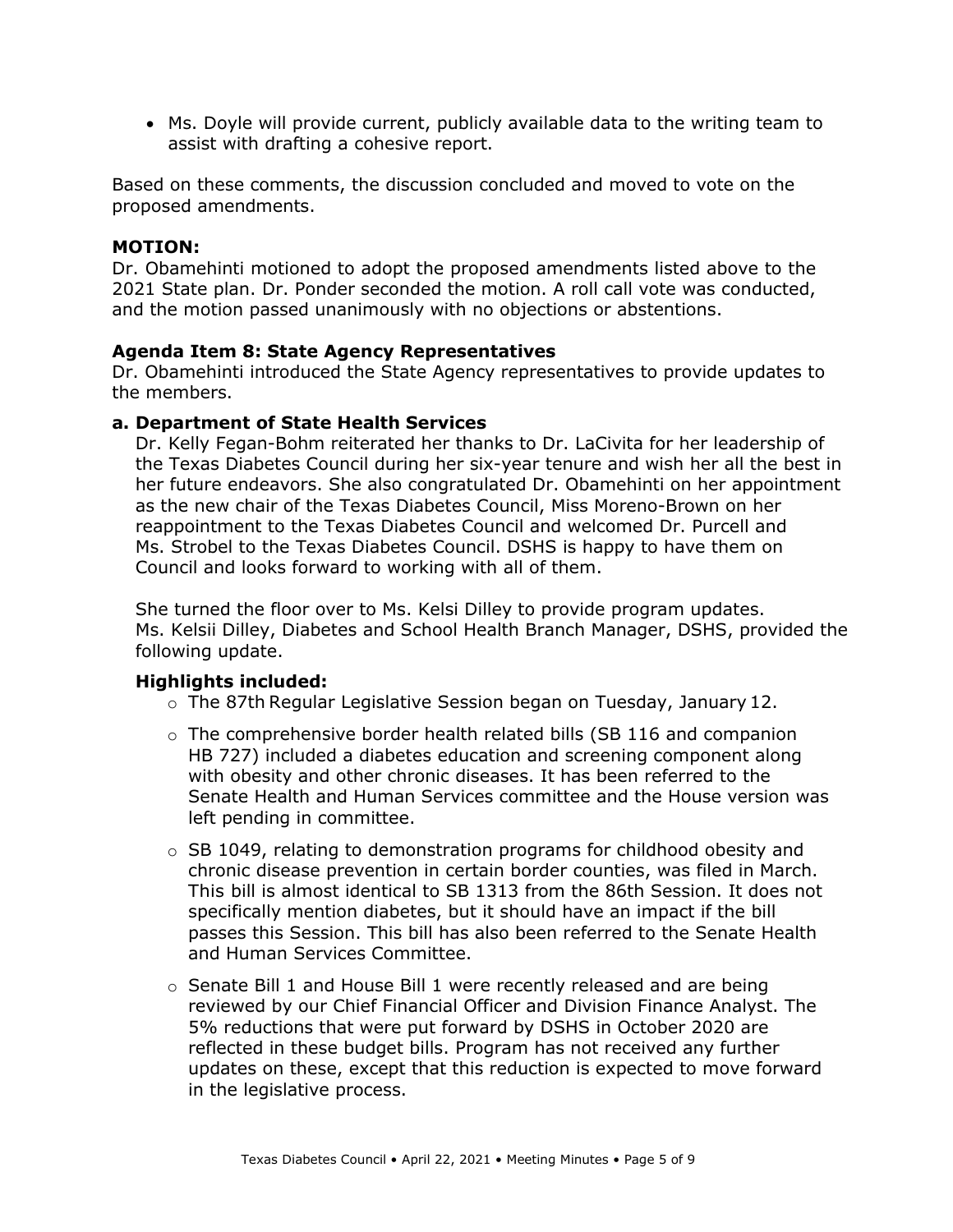- Ms. Doyle will provide current, publicly available data to the writing team to assist with drafting a cohesive report.

Based on these comments, the discussion concluded and moved to vote on the proposed amendments.

**MOTION:**
Dr. Obamehinti motioned to adopt the proposed amendments listed above to the 2021 State plan. Dr. Ponder seconded the motion. A roll call vote was conducted, and the motion passed unanimously with no objections or abstentions.

**Agenda Item 8: State Agency Representatives**
Dr. Obamehinti introduced the State Agency representatives to provide updates to the members.

**a. Department of State Health Services**

Dr. Kelly Fegan-Bohm reiterated her thanks to Dr. LaCivita for her leadership of the Texas Diabetes Council during her six-year tenure and wish her all the best in her future endeavors. She also congratulated Dr. Obamehinti on her appointment as the new chair of the Texas Diabetes Council, Miss Moreno-Brown on her reappointment to the Texas Diabetes Council and welcomed Dr. Purcell and Ms. Strobel to the Texas Diabetes Council. DSHS is happy to have them on Council and looks forward to working with all of them.

She turned the floor over to Ms. Kelsi Dilley to provide program updates. Ms. Kelsii Dilley, Diabetes and School Health Branch Manager, DSHS, provided the following update.

**Highlights included:**

- The 87th Regular Legislative Session began on Tuesday, January 12.
- The comprehensive border health related bills (SB 116 and companion HB 727) included a diabetes education and screening component along with obesity and other chronic diseases. It has been referred to the Senate Health and Human Services committee and the House version was left pending in committee.
- SB 1049, relating to demonstration programs for childhood obesity and chronic disease prevention in certain border counties, was filed in March. This bill is almost identical to SB 1313 from the 86th Session. It does not specifically mention diabetes, but it should have an impact if the bill passes this Session. This bill has also been referred to the Senate Health and Human Services Committee.
- Senate Bill 1 and House Bill 1 were recently released and are being reviewed by our Chief Financial Officer and Division Finance Analyst. The 5% reductions that were put forward by DSHS in October 2020 are reflected in these budget bills. Program has not received any further updates on these, except that this reduction is expected to move forward in the legislative process.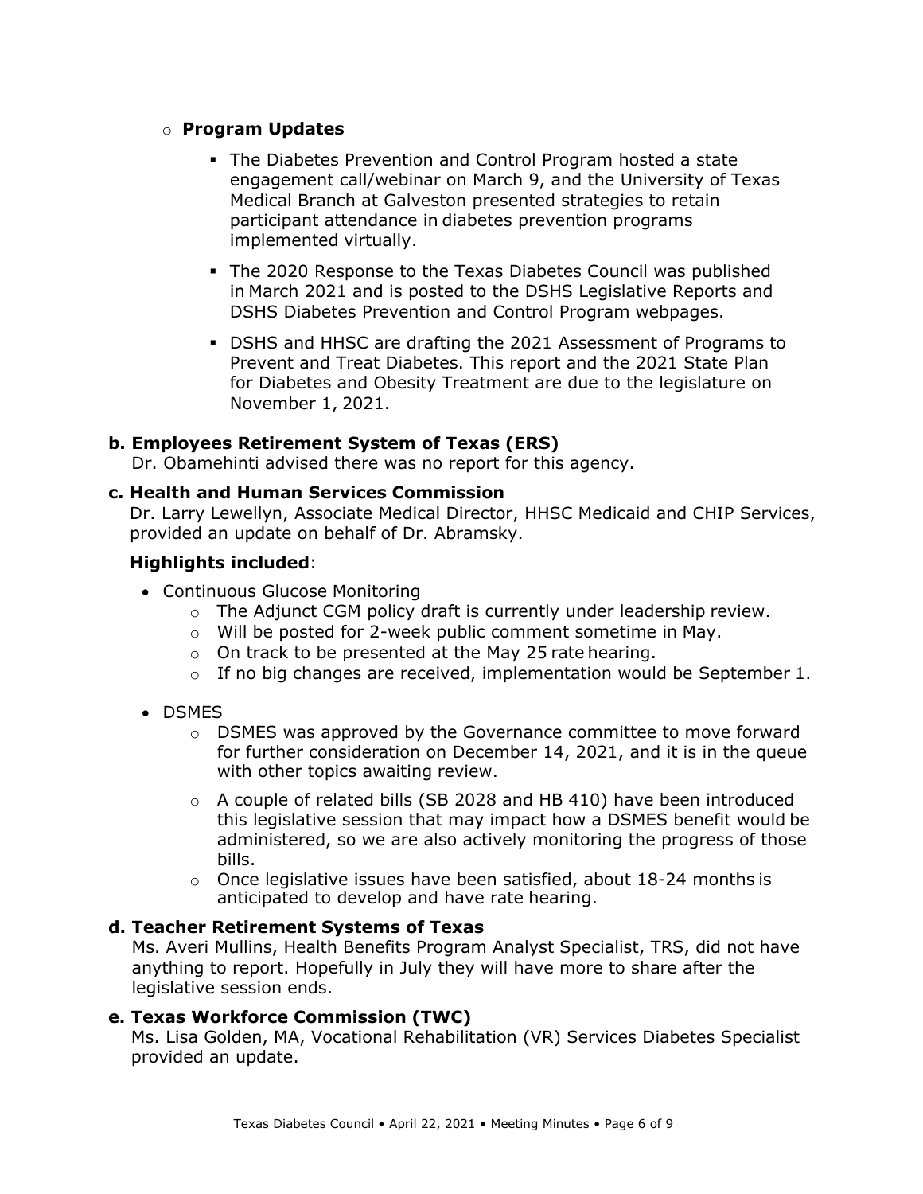- **Program Updates**
  - The Diabetes Prevention and Control Program hosted a state engagement call/webinar on March 9, and the University of Texas Medical Branch at Galveston presented strategies to retain participant attendance in diabetes prevention programs implemented virtually.
  - The 2020 Response to the Texas Diabetes Council was published in March 2021 and is posted to the DSHS Legislative Reports and DSHS Diabetes Prevention and Control Program webpages.
  - DSHS and HHSC are drafting the 2021 Assessment of Programs to Prevent and Treat Diabetes. This report and the 2021 State Plan for Diabetes and Obesity Treatment are due to the legislature on November 1, 2021.

**b. Employees Retirement System of Texas (ERS)**

Dr. Obamehinti advised there was no report for this agency.

**c. Health and Human Services Commission**

Dr. Larry Lewellyn, Associate Medical Director, HHSC Medicaid and CHIP Services, provided an update on behalf of Dr. Abramsky.

**Highlights included**:

- Continuous Glucose Monitoring
  - The Adjunct CGM policy draft is currently under leadership review.
  - Will be posted for 2-week public comment sometime in May.
  - On track to be presented at the May 25 rate hearing.
  - If no big changes are received, implementation would be September 1.
- DSMES
  - DSMES was approved by the Governance committee to move forward for further consideration on December 14, 2021, and it is in the queue with other topics awaiting review.
  - A couple of related bills (SB 2028 and HB 410) have been introduced this legislative session that may impact how a DSMES benefit would be administered, so we are also actively monitoring the progress of those bills.
  - Once legislative issues have been satisfied, about 18-24 months is anticipated to develop and have rate hearing.

**d. Teacher Retirement Systems of Texas**

Ms. Averi Mullins, Health Benefits Program Analyst Specialist, TRS, did not have anything to report. Hopefully in July they will have more to share after the legislative session ends.

**e. Texas Workforce Commission (TWC)**

Ms. Lisa Golden, MA, Vocational Rehabilitation (VR) Services Diabetes Specialist provided an update.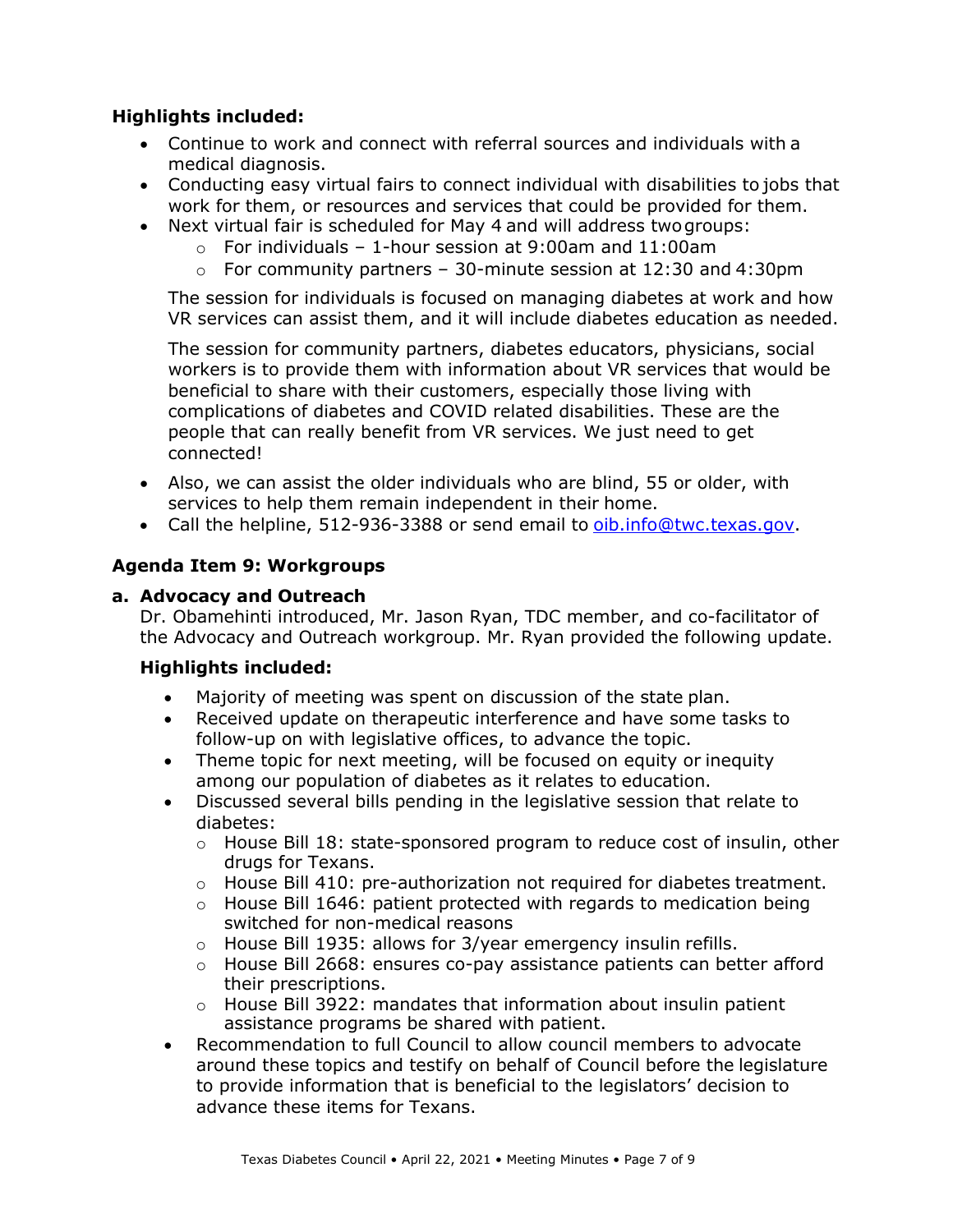**Highlights included:**

- Continue to work and connect with referral sources and individuals with a medical diagnosis.
- Conducting easy virtual fairs to connect individual with disabilities to jobs that work for them, or resources and services that could be provided for them.
- Next virtual fair is scheduled for May 4 and will address two groups:
  - For individuals – 1-hour session at 9:00am and 11:00am
  - For community partners – 30-minute session at 12:30 and 4:30pm

  The session for individuals is focused on managing diabetes at work and how VR services can assist them, and it will include diabetes education as needed.

  The session for community partners, diabetes educators, physicians, social workers is to provide them with information about VR services that would be beneficial to share with their customers, especially those living with complications of diabetes and COVID related disabilities. These are the people that can really benefit from VR services. We just need to get connected!

- Also, we can assist the older individuals who are blind, 55 or older, with services to help them remain independent in their home.
- Call the helpline, 512-936-3388 or send email to oib.info@twc.texas.gov.

### Agenda Item 9: Workgroups

**a. Advocacy and Outreach**

Dr. Obamehinti introduced, Mr. Jason Ryan, TDC member, and co-facilitator of the Advocacy and Outreach workgroup. Mr. Ryan provided the following update.

**Highlights included:**

- Majority of meeting was spent on discussion of the state plan.
- Received update on therapeutic interference and have some tasks to follow-up on with legislative offices, to advance the topic.
- Theme topic for next meeting, will be focused on equity or inequity among our population of diabetes as it relates to education.
- Discussed several bills pending in the legislative session that relate to diabetes:
  - House Bill 18: state-sponsored program to reduce cost of insulin, other drugs for Texans.
  - House Bill 410: pre-authorization not required for diabetes treatment.
  - House Bill 1646: patient protected with regards to medication being switched for non-medical reasons
  - House Bill 1935: allows for 3/year emergency insulin refills.
  - House Bill 2668: ensures co-pay assistance patients can better afford their prescriptions.
  - House Bill 3922: mandates that information about insulin patient assistance programs be shared with patient.
- Recommendation to full Council to allow council members to advocate around these topics and testify on behalf of Council before the legislature to provide information that is beneficial to the legislators' decision to advance these items for Texans.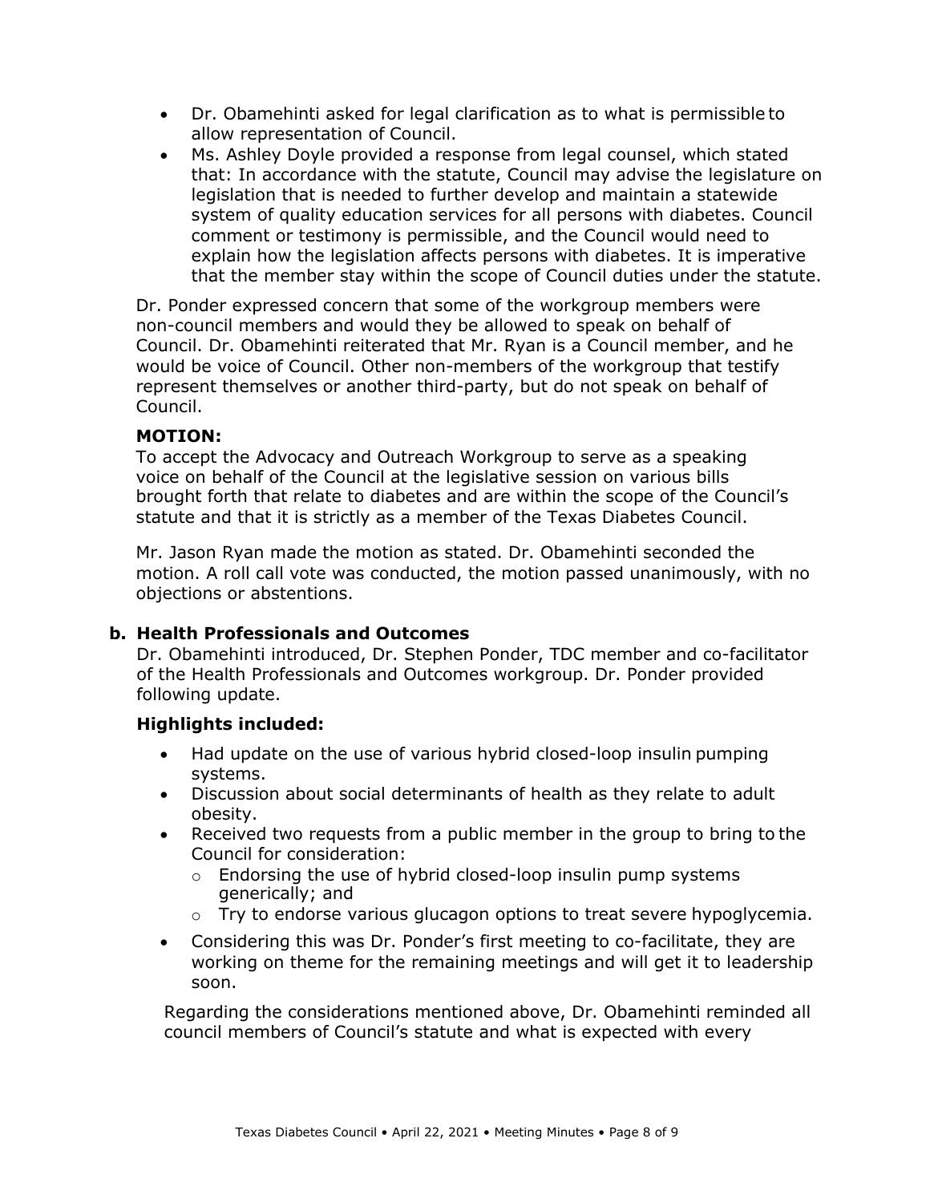- Dr. Obamehinti asked for legal clarification as to what is permissible to allow representation of Council.
- Ms. Ashley Doyle provided a response from legal counsel, which stated that: In accordance with the statute, Council may advise the legislature on legislation that is needed to further develop and maintain a statewide system of quality education services for all persons with diabetes. Council comment or testimony is permissible, and the Council would need to explain how the legislation affects persons with diabetes. It is imperative that the member stay within the scope of Council duties under the statute.

Dr. Ponder expressed concern that some of the workgroup members were non-council members and would they be allowed to speak on behalf of Council. Dr. Obamehinti reiterated that Mr. Ryan is a Council member, and he would be voice of Council. Other non-members of the workgroup that testify represent themselves or another third-party, but do not speak on behalf of Council.

**MOTION:**
To accept the Advocacy and Outreach Workgroup to serve as a speaking voice on behalf of the Council at the legislative session on various bills brought forth that relate to diabetes and are within the scope of the Council's statute and that it is strictly as a member of the Texas Diabetes Council.

Mr. Jason Ryan made the motion as stated. Dr. Obamehinti seconded the motion. A roll call vote was conducted, the motion passed unanimously, with no objections or abstentions.

### b. Health Professionals and Outcomes

Dr. Obamehinti introduced, Dr. Stephen Ponder, TDC member and co-facilitator of the Health Professionals and Outcomes workgroup. Dr. Ponder provided following update.

**Highlights included:**

- Had update on the use of various hybrid closed-loop insulin pumping systems.
- Discussion about social determinants of health as they relate to adult obesity.
- Received two requests from a public member in the group to bring to the Council for consideration:
  - Endorsing the use of hybrid closed-loop insulin pump systems generically; and
  - Try to endorse various glucagon options to treat severe hypoglycemia.
- Considering this was Dr. Ponder's first meeting to co-facilitate, they are working on theme for the remaining meetings and will get it to leadership soon.

Regarding the considerations mentioned above, Dr. Obamehinti reminded all council members of Council's statute and what is expected with every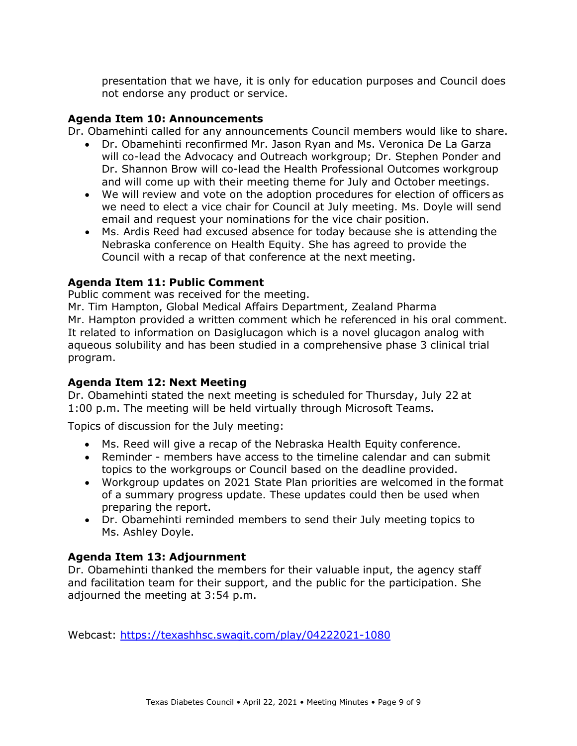presentation that we have, it is only for education purposes and Council does not endorse any product or service.

**Agenda Item 10: Announcements**

Dr. Obamehinti called for any announcements Council members would like to share.

- Dr. Obamehinti reconfirmed Mr. Jason Ryan and Ms. Veronica De La Garza will co-lead the Advocacy and Outreach workgroup; Dr. Stephen Ponder and Dr. Shannon Brow will co-lead the Health Professional Outcomes workgroup and will come up with their meeting theme for July and October meetings.
- We will review and vote on the adoption procedures for election of officers as we need to elect a vice chair for Council at July meeting. Ms. Doyle will send email and request your nominations for the vice chair position.
- Ms. Ardis Reed had excused absence for today because she is attending the Nebraska conference on Health Equity. She has agreed to provide the Council with a recap of that conference at the next meeting.

**Agenda Item 11: Public Comment**

Public comment was received for the meeting.

Mr. Tim Hampton, Global Medical Affairs Department, Zealand Pharma

Mr. Hampton provided a written comment which he referenced in his oral comment. It related to information on Dasiglucagon which is a novel glucagon analog with aqueous solubility and has been studied in a comprehensive phase 3 clinical trial program.

**Agenda Item 12: Next Meeting**

Dr. Obamehinti stated the next meeting is scheduled for Thursday, July 22 at 1:00 p.m. The meeting will be held virtually through Microsoft Teams.

Topics of discussion for the July meeting:

- Ms. Reed will give a recap of the Nebraska Health Equity conference.
- Reminder - members have access to the timeline calendar and can submit topics to the workgroups or Council based on the deadline provided.
- Workgroup updates on 2021 State Plan priorities are welcomed in the format of a summary progress update. These updates could then be used when preparing the report.
- Dr. Obamehinti reminded members to send their July meeting topics to Ms. Ashley Doyle.

**Agenda Item 13: Adjournment**

Dr. Obamehinti thanked the members for their valuable input, the agency staff and facilitation team for their support, and the public for the participation. She adjourned the meeting at 3:54 p.m.

Webcast: https://texashhsc.swagit.com/play/04222021-1080